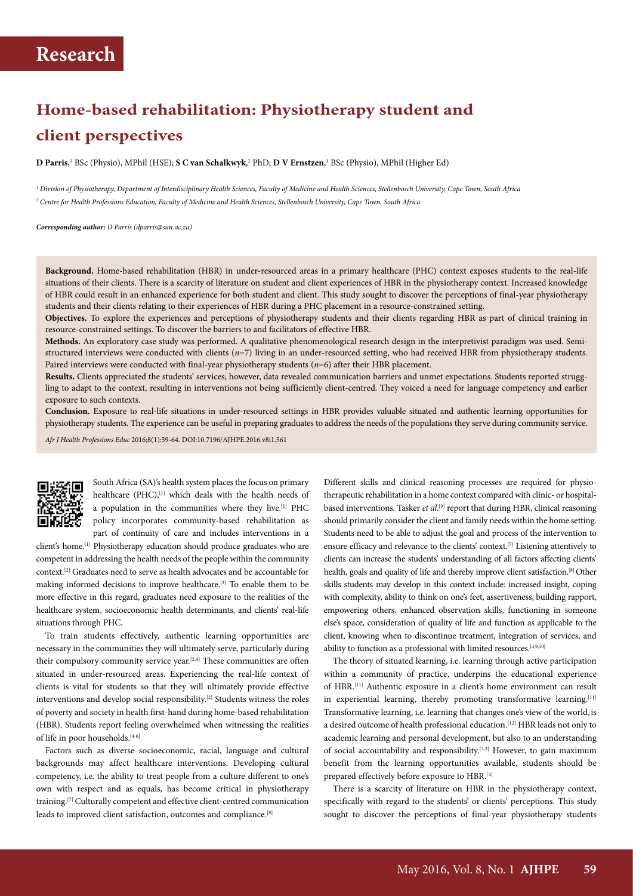# Research

## Home-based rehabilitation: Physiotherapy student and client perspectives

**D Parris**,[1] BSc (Physio), MPhil (HSE); **S C van Schalkwyk**,[2] PhD; **D V Ernstzen**,[1] BSc (Physio), MPhil (Higher Ed)

[1] Division of Physiotherapy, Department of Interdisciplinary Health Sciences, Faculty of Medicine and Health Sciences, Stellenbosch University, Cape Town, South Africa

[2] Centre for Health Professions Education, Faculty of Medicine and Health Sciences, Stellenbosch University, Cape Town, South Africa

***Corresponding author:** D Parris (dparris@sun.ac.za)*

**Background.** Home-based rehabilitation (HBR) in under-resourced areas in a primary healthcare (PHC) context exposes students to the real-life situations of their clients. There is a scarcity of literature on student and client experiences of HBR in the physiotherapy context. Increased knowledge of HBR could result in an enhanced experience for both student and client. This study sought to discover the perceptions of final-year physiotherapy students and their clients relating to their experiences of HBR during a PHC placement in a resource-constrained setting.

**Objectives.** To explore the experiences and perceptions of physiotherapy students and their clients regarding HBR as part of clinical training in resource-constrained settings. To discover the barriers to and facilitators of effective HBR.

**Methods.** An exploratory case study was performed. A qualitative phenomenological research design in the interpretivist paradigm was used. Semi-structured interviews were conducted with clients ($n$=7) living in an under-resourced setting, who had received HBR from physiotherapy students. Paired interviews were conducted with final-year physiotherapy students ($n$=6) after their HBR placement.

**Results.** Clients appreciated the students' services; however, data revealed communication barriers and unmet expectations. Students reported struggling to adapt to the context, resulting in interventions not being sufficiently client-centred. They voiced a need for language competency and earlier exposure to such contexts.

**Conclusion.** Exposure to real-life situations in under-resourced settings in HBR provides valuable situated and authentic learning opportunities for physiotherapy students. The experience can be useful in preparing graduates to address the needs of the populations they serve during community service.

*Afr J Health Professions Educ* 2016;8(1):59-64. DOI:10.7196/AJHPE.2016.v8i1.561

South Africa (SA)'s health system places the focus on primary healthcare (PHC),[1] which deals with the health needs of a population in the communities where they live.[1] PHC policy incorporates community-based rehabilitation as part of continuity of care and includes interventions in a client's home.[1] Physiotherapy education should produce graduates who are competent in addressing the health needs of the people within the community context.[2] Graduates need to serve as health advocates and be accountable for making informed decisions to improve healthcare.[3] To enable them to be more effective in this regard, graduates need exposure to the realities of the healthcare system, socioeconomic health determinants, and clients' real-life situations through PHC.

To train students effectively, authentic learning opportunities are necessary in the communities they will ultimately serve, particularly during their compulsory community service year.[2,4] These communities are often situated in under-resourced areas. Experiencing the real-life context of clients is vital for students so that they will ultimately provide effective interventions and develop social responsibility.[2] Students witness the roles of poverty and society in health first-hand during home-based rehabilitation (HBR). Students report feeling overwhelmed when witnessing the realities of life in poor households.[4-6]

Factors such as diverse socioeconomic, racial, language and cultural backgrounds may affect healthcare interventions. Developing cultural competency, i.e. the ability to treat people from a culture different to one's own with respect and as equals, has become critical in physiotherapy training.[7] Culturally competent and effective client-centred communication leads to improved client satisfaction, outcomes and compliance.[8]

Different skills and clinical reasoning processes are required for physiotherapeutic rehabilitation in a home context compared with clinic- or hospital-based interventions. Tasker *et al*.[9] report that during HBR, clinical reasoning should primarily consider the client and family needs within the home setting. Students need to be able to adjust the goal and process of the intervention to ensure efficacy and relevance to the clients' context.[7] Listening attentively to clients can increase the students' understanding of all factors affecting clients' health, goals and quality of life and thereby improve client satisfaction.[8] Other skills students may develop in this context include: increased insight, coping with complexity, ability to think on one's feet, assertiveness, building rapport, empowering others, enhanced observation skills, functioning in someone else's space, consideration of quality of life and function as applicable to the client, knowing when to discontinue treatment, integration of services, and ability to function as a professional with limited resources.[4,9,10]

The theory of situated learning, i.e. learning through active participation within a community of practice, underpins the educational experience of HBR.[11] Authentic exposure in a client's home environment can result in experiential learning, thereby promoting transformative learning.[11] Transformative learning, i.e. learning that changes one's view of the world, is a desired outcome of health professional education.[12] HBR leads not only to academic learning and personal development, but also to an understanding of social accountability and responsibility.[2,3] However, to gain maximum benefit from the learning opportunities available, students should be prepared effectively before exposure to HBR.[4]

There is a scarcity of literature on HBR in the physiotherapy context, specifically with regard to the students' or clients' perceptions. This study sought to discover the perceptions of final-year physiotherapy students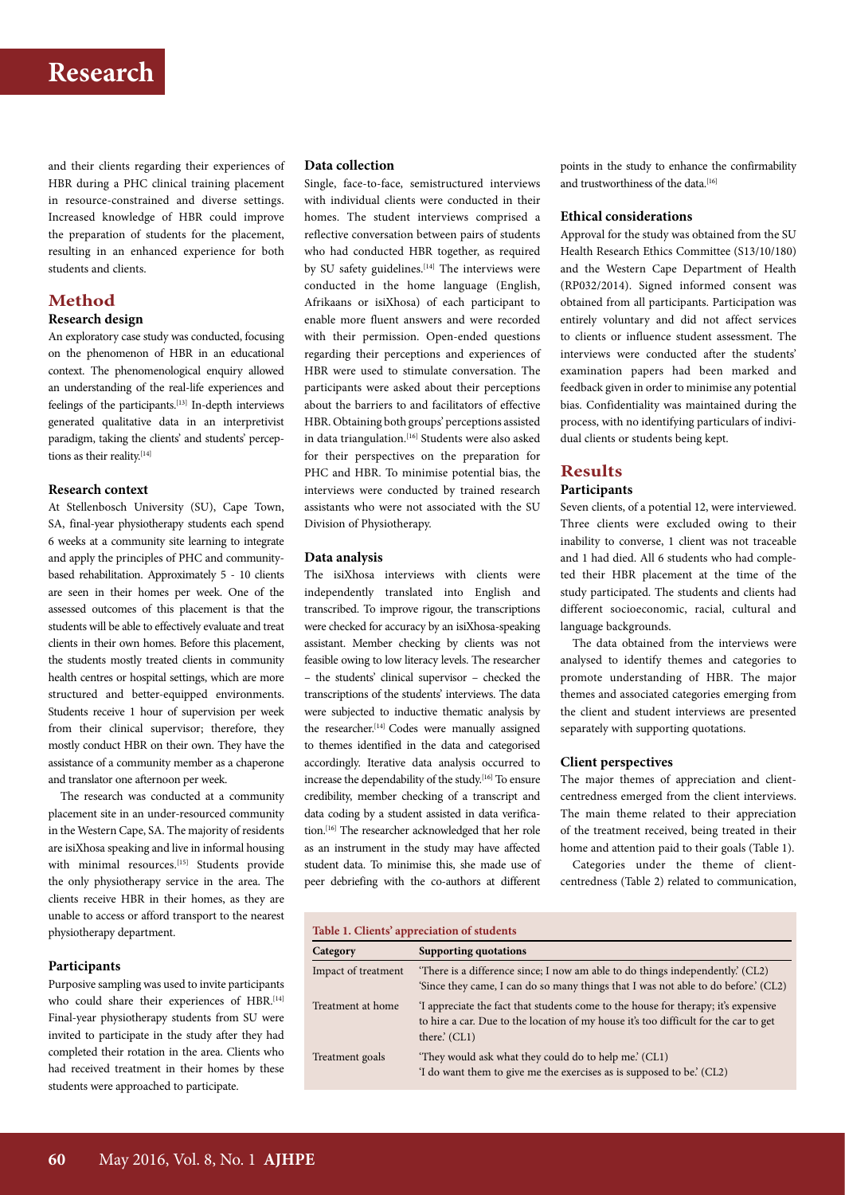and their clients regarding their experiences of HBR during a PHC clinical training placement in resource-constrained and diverse settings. Increased knowledge of HBR could improve the preparation of students for the placement, resulting in an enhanced experience for both students and clients.

## Method

### Research design

An exploratory case study was conducted, focusing on the phenomenon of HBR in an educational context. The phenomenological enquiry allowed an understanding of the real-life experiences and feelings of the participants.[13] In-depth interviews generated qualitative data in an interpretivist paradigm, taking the clients' and students' perceptions as their reality.[14]

### Research context

At Stellenbosch University (SU), Cape Town, SA, final-year physiotherapy students each spend 6 weeks at a community site learning to integrate and apply the principles of PHC and community-based rehabilitation. Approximately 5 - 10 clients are seen in their homes per week. One of the assessed outcomes of this placement is that the students will be able to effectively evaluate and treat clients in their own homes. Before this placement, the students mostly treated clients in community health centres or hospital settings, which are more structured and better-equipped environments. Students receive 1 hour of supervision per week from their clinical supervisor; therefore, they mostly conduct HBR on their own. They have the assistance of a community member as a chaperone and translator one afternoon per week.

The research was conducted at a community placement site in an under-resourced community in the Western Cape, SA. The majority of residents are isiXhosa speaking and live in informal housing with minimal resources.[15] Students provide the only physiotherapy service in the area. The clients receive HBR in their homes, as they are unable to access or afford transport to the nearest physiotherapy department.

### Participants

Purposive sampling was used to invite participants who could share their experiences of HBR.[14] Final-year physiotherapy students from SU were invited to participate in the study after they had completed their rotation in the area. Clients who had received treatment in their homes by these students were approached to participate.

### Data collection

Single, face-to-face, semistructured interviews with individual clients were conducted in their homes. The student interviews comprised a reflective conversation between pairs of students who had conducted HBR together, as required by SU safety guidelines.[14] The interviews were conducted in the home language (English, Afrikaans or isiXhosa) of each participant to enable more fluent answers and were recorded with their permission. Open-ended questions regarding their perceptions and experiences of HBR were used to stimulate conversation. The participants were asked about their perceptions about the barriers to and facilitators of effective HBR. Obtaining both groups' perceptions assisted in data triangulation.[16] Students were also asked for their perspectives on the preparation for PHC and HBR. To minimise potential bias, the interviews were conducted by trained research assistants who were not associated with the SU Division of Physiotherapy.

### Data analysis

The isiXhosa interviews with clients were independently translated into English and transcribed. To improve rigour, the transcriptions were checked for accuracy by an isiXhosa-speaking assistant. Member checking by clients was not feasible owing to low literacy levels. The researcher – the students' clinical supervisor – checked the transcriptions of the students' interviews. The data were subjected to inductive thematic analysis by the researcher.[14] Codes were manually assigned to themes identified in the data and categorised accordingly. Iterative data analysis occurred to increase the dependability of the study.[16] To ensure credibility, member checking of a transcript and data coding by a student assisted in data verification.[16] The researcher acknowledged that her role as an instrument in the study may have affected student data. To minimise this, she made use of peer debriefing with the co-authors at different points in the study to enhance the confirmability and trustworthiness of the data.[16]

### Ethical considerations

Approval for the study was obtained from the SU Health Research Ethics Committee (S13/10/180) and the Western Cape Department of Health (RP032/2014). Signed informed consent was obtained from all participants. Participation was entirely voluntary and did not affect services to clients or influence student assessment. The interviews were conducted after the students' examination papers had been marked and feedback given in order to minimise any potential bias. Confidentiality was maintained during the process, with no identifying particulars of individual clients or students being kept.

## Results

### Participants

Seven clients, of a potential 12, were interviewed. Three clients were excluded owing to their inability to converse, 1 client was not traceable and 1 had died. All 6 students who had completed their HBR placement at the time of the study participated. The students and clients had different socioeconomic, racial, cultural and language backgrounds.

The data obtained from the interviews were analysed to identify themes and categories to promote understanding of HBR. The major themes and associated categories emerging from the client and student interviews are presented separately with supporting quotations.

### Client perspectives

The major themes of appreciation and client-centredness emerged from the client interviews. The main theme related to their appreciation of the treatment received, being treated in their home and attention paid to their goals (Table 1).

Categories under the theme of client-centredness (Table 2) related to communication,

**Table 1. Clients' appreciation of students**

| Category | Supporting quotations |
|---|---|
| Impact of treatment | 'There is a difference since; I now am able to do things independently.' (CL2)<br>'Since they came, I can do so many things that I was not able to do before.' (CL2) |
| Treatment at home | 'I appreciate the fact that students come to the house for therapy; it's expensive to hire a car. Due to the location of my house it's too difficult for the car to get there.' (CL1) |
| Treatment goals | 'They would ask what they could do to help me.' (CL1)<br>'I do want them to give me the exercises as is supposed to be.' (CL2) |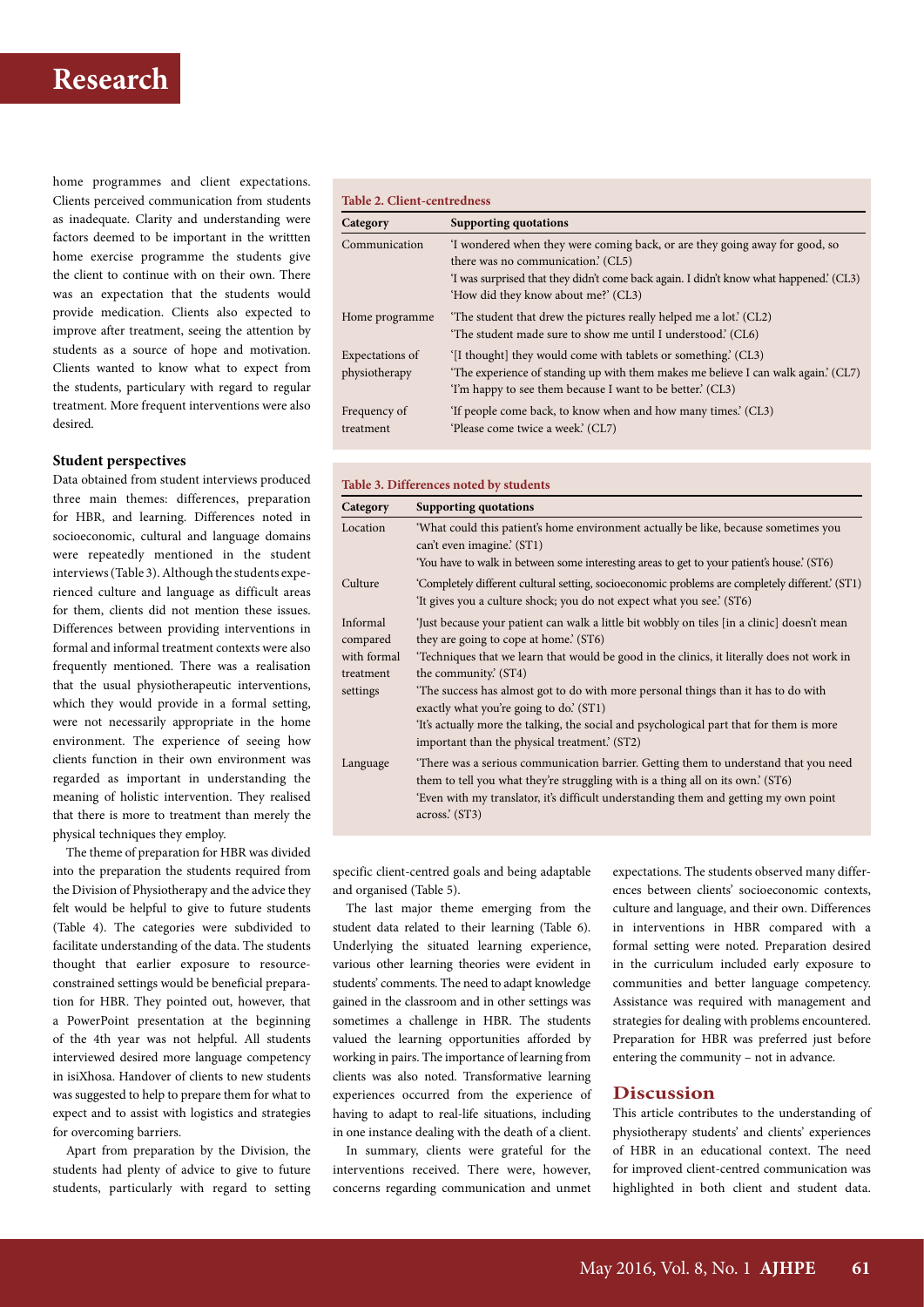home programmes and client expectations. Clients perceived communication from students as inadequate. Clarity and understanding were factors deemed to be important in the writtten home exercise programme the students give the client to continue with on their own. There was an expectation that the students would provide medication. Clients also expected to improve after treatment, seeing the attention by students as a source of hope and motivation. Clients wanted to know what to expect from the students, particulary with regard to regular treatment. More frequent interventions were also desired.

### Student perspectives

Data obtained from student interviews produced three main themes: differences, preparation for HBR, and learning. Differences noted in socioeconomic, cultural and language domains were repeatedly mentioned in the student interviews (Table 3). Although the students experienced culture and language as difficult areas for them, clients did not mention these issues. Differences between providing interventions in formal and informal treatment contexts were also frequently mentioned. There was a realisation that the usual physiotherapeutic interventions, which they would provide in a formal setting, were not necessarily appropriate in the home environment. The experience of seeing how clients function in their own environment was regarded as important in understanding the meaning of holistic intervention. They realised that there is more to treatment than merely the physical techniques they employ.

The theme of preparation for HBR was divided into the preparation the students required from the Division of Physiotherapy and the advice they felt would be helpful to give to future students (Table 4). The categories were subdivided to facilitate understanding of the data. The students thought that earlier exposure to resource-constrained settings would be beneficial preparation for HBR. They pointed out, however, that a PowerPoint presentation at the beginning of the 4th year was not helpful. All students interviewed desired more language competency in isiXhosa. Handover of clients to new students was suggested to help to prepare them for what to expect and to assist with logistics and strategies for overcoming barriers.

Apart from preparation by the Division, the students had plenty of advice to give to future students, particularly with regard to setting specific client-centred goals and being adaptable and organised (Table 5).

**Table 2. Client-centredness**

| Category | Supporting quotations |
|---|---|
| Communication | 'I wondered when they were coming back, or are they going away for good, so there was no communication.' (CL5)<br>'I was surprised that they didn't come back again. I didn't know what happened.' (CL3)<br>'How did they know about me?' (CL3) |
| Home programme | 'The student that drew the pictures really helped me a lot.' (CL2)<br>'The student made sure to show me until I understood.' (CL6) |
| Expectations of physiotherapy | '[I thought] they would come with tablets or something.' (CL3)<br>'The experience of standing up with them makes me believe I can walk again.' (CL7)<br>'I'm happy to see them because I want to be better.' (CL3) |
| Frequency of treatment | 'If people come back, to know when and how many times.' (CL3)<br>'Please come twice a week.' (CL7) |

**Table 3. Differences noted by students**

| Category | Supporting quotations |
|---|---|
| Location | 'What could this patient's home environment actually be like, because sometimes you can't even imagine.' (ST1)<br>'You have to walk in between some interesting areas to get to your patient's house.' (ST6) |
| Culture | 'Completely different cultural setting, socioeconomic problems are completely different.' (ST1)<br>'It gives you a culture shock; you do not expect what you see.' (ST6) |
| Informal compared with formal treatment settings | 'Just because your patient can walk a little bit wobbly on tiles [in a clinic] doesn't mean they are going to cope at home.' (ST6)<br>'Techniques that we learn that would be good in the clinics, it literally does not work in the community.' (ST4)<br>'The success has almost got to do with more personal things than it has to do with exactly what you're going to do.' (ST1)<br>'It's actually more the talking, the social and psychological part that for them is more important than the physical treatment.' (ST2) |
| Language | 'There was a serious communication barrier. Getting them to understand that you need them to tell you what they're struggling with is a thing all on its own.' (ST6)<br>'Even with my translator, it's difficult understanding them and getting my own point across.' (ST3) |

The last major theme emerging from the student data related to their learning (Table 6). Underlying the situated learning experience, various other learning theories were evident in students' comments. The need to adapt knowledge gained in the classroom and in other settings was sometimes a challenge in HBR. The students valued the learning opportunities afforded by working in pairs. The importance of learning from clients was also noted. Transformative learning experiences occurred from the experience of having to adapt to real-life situations, including in one instance dealing with the death of a client.

In summary, clients were grateful for the interventions received. There were, however, concerns regarding communication and unmet expectations. The students observed many differences between clients' socioeconomic contexts, culture and language, and their own. Differences in interventions in HBR compared with a formal setting were noted. Preparation desired in the curriculum included early exposure to communities and better language competency. Assistance was required with management and strategies for dealing with problems encountered. Preparation for HBR was preferred just before entering the community – not in advance.

## Discussion

This article contributes to the understanding of physiotherapy students' and clients' experiences of HBR in an educational context. The need for improved client-centred communication was highlighted in both client and student data.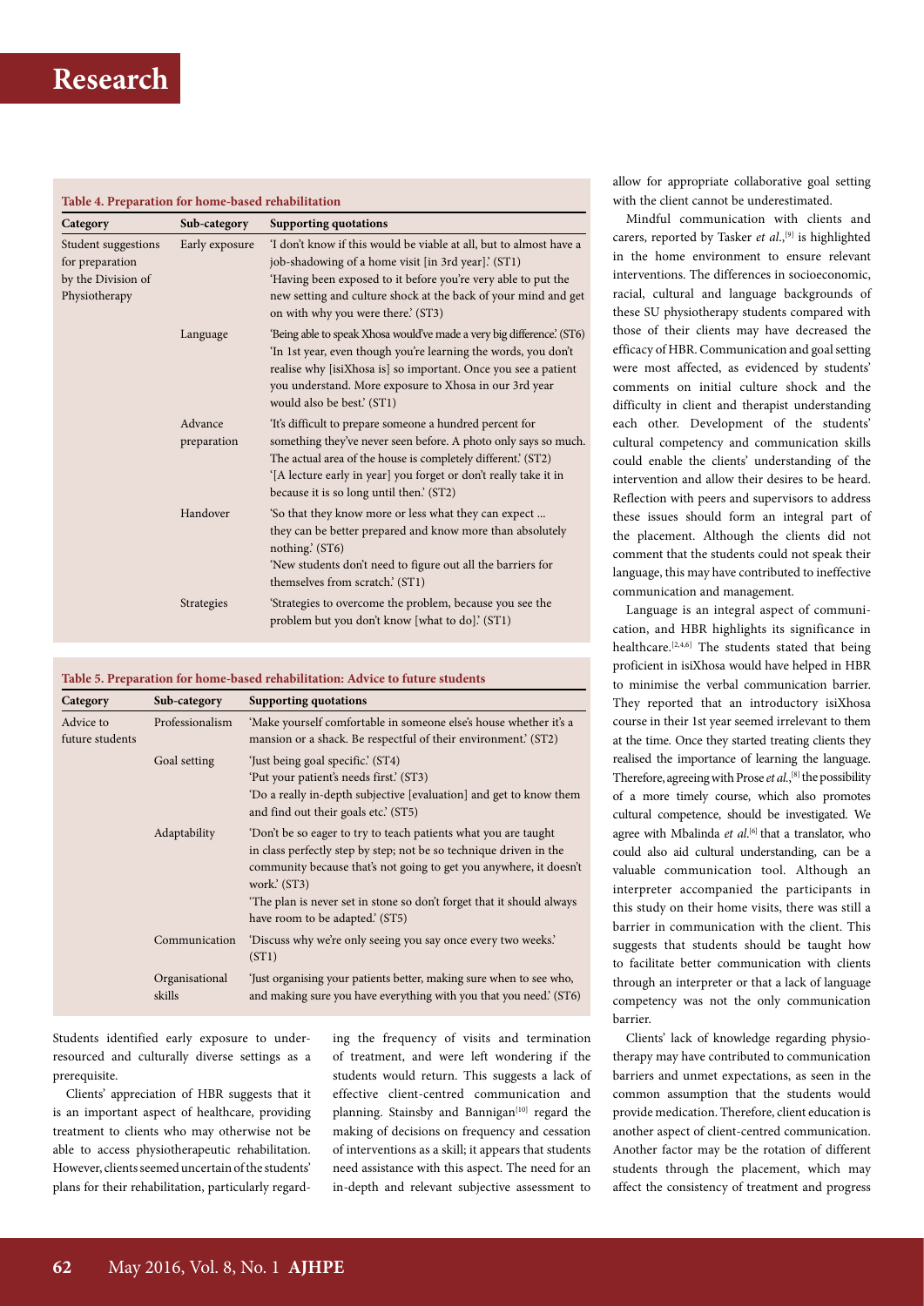**Table 4. Preparation for home-based rehabilitation**

| Category | Sub-category | Supporting quotations |
|---|---|---|
| Student suggestions for preparation by the Division of Physiotherapy | Early exposure | 'I don't know if this would be viable at all, but to almost have a job-shadowing of a home visit [in 3rd year].' (ST1)<br>'Having been exposed to it before you're very able to put the new setting and culture shock at the back of your mind and get on with why you were there.' (ST3) |
| | Language | 'Being able to speak Xhosa would've made a very big difference.' (ST6)<br>'In 1st year, even though you're learning the words, you don't realise why [isiXhosa is] so important. Once you see a patient you understand. More exposure to Xhosa in our 3rd year would also be best.' (ST1) |
| | Advance preparation | 'It's difficult to prepare someone a hundred percent for something they've never seen before. A photo only says so much. The actual area of the house is completely different.' (ST2)<br>'[A lecture early in year] you forget or don't really take it in because it is so long until then.' (ST2) |
| | Handover | 'So that they know more or less what they can expect ... they can be better prepared and know more than absolutely nothing.' (ST6)<br>'New students don't need to figure out all the barriers for themselves from scratch.' (ST1) |
| | Strategies | 'Strategies to overcome the problem, because you see the problem but you don't know [what to do].' (ST1) |

**Table 5. Preparation for home-based rehabilitation: Advice to future students**

| Category | Sub-category | Supporting quotations |
|---|---|---|
| Advice to future students | Professionalism | 'Make yourself comfortable in someone else's house whether it's a mansion or a shack. Be respectful of their environment.' (ST2) |
| | Goal setting | 'Just being goal specific.' (ST4)<br>'Put your patient's needs first.' (ST3)<br>'Do a really in-depth subjective [evaluation] and get to know them and find out their goals etc.' (ST5) |
| | Adaptability | 'Don't be so eager to try to teach patients what you are taught in class perfectly step by step; not be so technique driven in the community because that's not going to get you anywhere, it doesn't work.' (ST3)<br>'The plan is never set in stone so don't forget that it should always have room to be adapted.' (ST5) |
| | Communication | 'Discuss why we're only seeing you say once every two weeks.' (ST1) |
| | Organisational skills | 'Just organising your patients better, making sure when to see who, and making sure you have everything with you that you need.' (ST6) |

Students identified early exposure to under-resourced and culturally diverse settings as a prerequisite.

Clients' appreciation of HBR suggests that it is an important aspect of healthcare, providing treatment to clients who may otherwise not be able to access physiotherapeutic rehabilitation. However, clients seemed uncertain of the students' plans for their rehabilitation, particularly regarding the frequency of visits and termination of treatment, and were left wondering if the students would return. This suggests a lack of effective client-centred communication and planning. Stainsby and Bannigan[10] regard the making of decisions on frequency and cessation of interventions as a skill; it appears that students need assistance with this aspect. The need for an in-depth and relevant subjective assessment to allow for appropriate collaborative goal setting with the client cannot be underestimated.

Mindful communication with clients and carers, reported by Tasker *et al.*,[9] is highlighted in the home environment to ensure relevant interventions. The differences in socioeconomic, racial, cultural and language backgrounds of these SU physiotherapy students compared with those of their clients may have decreased the efficacy of HBR. Communication and goal setting were most affected, as evidenced by students' comments on initial culture shock and the difficulty in client and therapist understanding each other. Development of the students' cultural competency and communication skills could enable the clients' understanding of the intervention and allow their desires to be heard. Reflection with peers and supervisors to address these issues should form an integral part of the placement. Although the clients did not comment that the students could not speak their language, this may have contributed to ineffective communication and management.

Language is an integral aspect of communication, and HBR highlights its significance in healthcare.[2,4,6] The students stated that being proficient in isiXhosa would have helped in HBR to minimise the verbal communication barrier. They reported that an introductory isiXhosa course in their 1st year seemed irrelevant to them at the time. Once they started treating clients they realised the importance of learning the language. Therefore, agreeing with Prose *et al.*,[8] the possibility of a more timely course, which also promotes cultural competence, should be investigated. We agree with Mbalinda *et al.*[6] that a translator, who could also aid cultural understanding, can be a valuable communication tool. Although an interpreter accompanied the participants in this study on their home visits, there was still a barrier in communication with the client. This suggests that students should be taught how to facilitate better communication with clients through an interpreter or that a lack of language competency was not the only communication barrier.

Clients' lack of knowledge regarding physiotherapy may have contributed to communication barriers and unmet expectations, as seen in the common assumption that the students would provide medication. Therefore, client education is another aspect of client-centred communication. Another factor may be the rotation of different students through the placement, which may affect the consistency of treatment and progress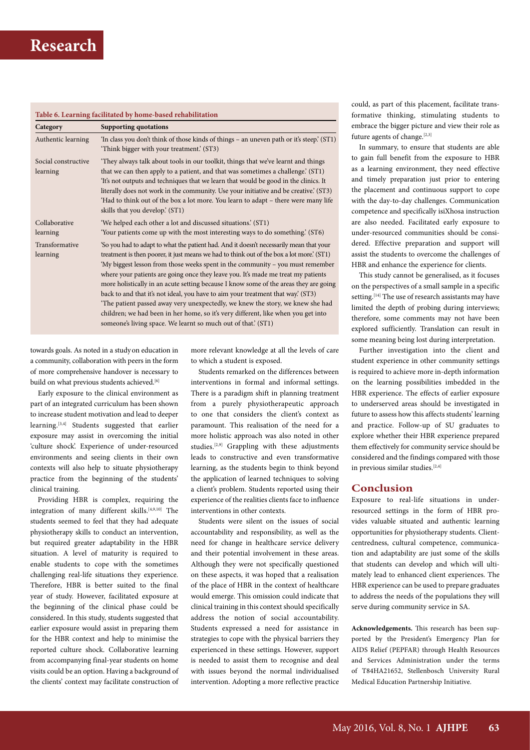**Table 6. Learning facilitated by home-based rehabilitation**

| Category | Supporting quotations |
|---|---|
| Authentic learning | 'In class you don't think of those kinds of things – an uneven path or it's steep.' (ST1) 'Think bigger with your treatment.' (ST3) |
| Social constructive learning | 'They always talk about tools in our toolkit, things that we've learnt and things that we can then apply to a patient, and that was sometimes a challenge.' (ST1) 'It's not outputs and techniques that we learn that would be good in the clinics. It literally does not work in the community. Use your initiative and be creative.' (ST3) 'Had to think out of the box a lot more. You learn to adapt – there were many life skills that you develop.' (ST1) |
| Collaborative learning | 'We helped each other a lot and discussed situations.' (ST1) 'Your patients come up with the most interesting ways to do something.' (ST6) |
| Transformative learning | 'So you had to adapt to what the patient had. And it doesn't necessarily mean that your treatment is then poorer, it just means we had to think out of the box a lot more.' (ST1) 'My biggest lesson from those weeks spent in the community – you must remember where your patients are going once they leave you. It's made me treat my patients more holistically in an acute setting because I know some of the areas they are going back to and that it's not ideal, you have to aim your treatment that way.' (ST3) 'The patient passed away very unexpectedly, we knew the story, we knew she had children; we had been in her home, so it's very different, like when you get into someone's living space. We learnt so much out of that.' (ST1) |

towards goals. As noted in a study on education in a community, collaboration with peers in the form of more comprehensive handover is necessary to build on what previous students achieved.[6]

Early exposure to the clinical environment as part of an integrated curriculum has been shown to increase student motivation and lead to deeper learning.[3,4] Students suggested that earlier exposure may assist in overcoming the initial 'culture shock'. Experience of under-resourced environments and seeing clients in their own contexts will also help to situate physiotherapy practice from the beginning of the students' clinical training.

Providing HBR is complex, requiring the integration of many different skills.[4,9,10] The students seemed to feel that they had adequate physiotherapy skills to conduct an intervention, but required greater adaptability in the HBR situation. A level of maturity is required to enable students to cope with the sometimes challenging real-life situations they experience. Therefore, HBR is better suited to the final year of study. However, facilitated exposure at the beginning of the clinical phase could be considered. In this study, students suggested that earlier exposure would assist in preparing them for the HBR context and help to minimise the reported culture shock. Collaborative learning from accompanying final-year students on home visits could be an option. Having a background of the clients' context may facilitate construction of more relevant knowledge at all the levels of care to which a student is exposed.

Students remarked on the differences between interventions in formal and informal settings. There is a paradigm shift in planning treatment from a purely physiotherapeutic approach to one that considers the client's context as paramount. This realisation of the need for a more holistic approach was also noted in other studies.[2,9] Grappling with these adjustments leads to constructive and even transformative learning, as the students begin to think beyond the application of learned techniques to solving a client's problem. Students reported using their experience of the realities clients face to influence interventions in other contexts.

Students were silent on the issues of social accountability and responsibility, as well as the need for change in healthcare service delivery and their potential involvement in these areas. Although they were not specifically questioned on these aspects, it was hoped that a realisation of the place of HBR in the context of healthcare would emerge. This omission could indicate that clinical training in this context should specifically address the notion of social accountability. Students expressed a need for assistance in strategies to cope with the physical barriers they experienced in these settings. However, support is needed to assist them to recognise and deal with issues beyond the normal individualised intervention. Adopting a more reflective practice could, as part of this placement, facilitate transformative thinking, stimulating students to embrace the bigger picture and view their role as future agents of change.[2,3]

In summary, to ensure that students are able to gain full benefit from the exposure to HBR as a learning environment, they need effective and timely preparation just prior to entering the placement and continuous support to cope with the day-to-day challenges. Communication competence and specifically isiXhosa instruction are also needed. Facilitated early exposure to under-resourced communities should be considered. Effective preparation and support will assist the students to overcome the challenges of HBR and enhance the experience for clients.

This study cannot be generalised, as it focuses on the perspectives of a small sample in a specific setting.[14] The use of research assistants may have limited the depth of probing during interviews; therefore, some comments may not have been explored sufficiently. Translation can result in some meaning being lost during interpretation.

Further investigation into the client and student experience in other community settings is required to achieve more in-depth information on the learning possibilities imbedded in the HBR experience. The effects of earlier exposure to underserved areas should be investigated in future to assess how this affects students' learning and practice. Follow-up of SU graduates to explore whether their HBR experience prepared them effectively for community service should be considered and the findings compared with those in previous similar studies.[2,4]

## Conclusion

Exposure to real-life situations in under-resourced settings in the form of HBR provides valuable situated and authentic learning opportunities for physiotherapy students. Client-centredness, cultural competence, communication and adaptability are just some of the skills that students can develop and which will ultimately lead to enhanced client experiences. The HBR experience can be used to prepare graduates to address the needs of the populations they will serve during community service in SA.

**Acknowledgements.** This research has been supported by the President's Emergency Plan for AIDS Relief (PEPFAR) through Health Resources and Services Administration under the terms of T84HA21652, Stellenbosch University Rural Medical Education Partnership Initiative.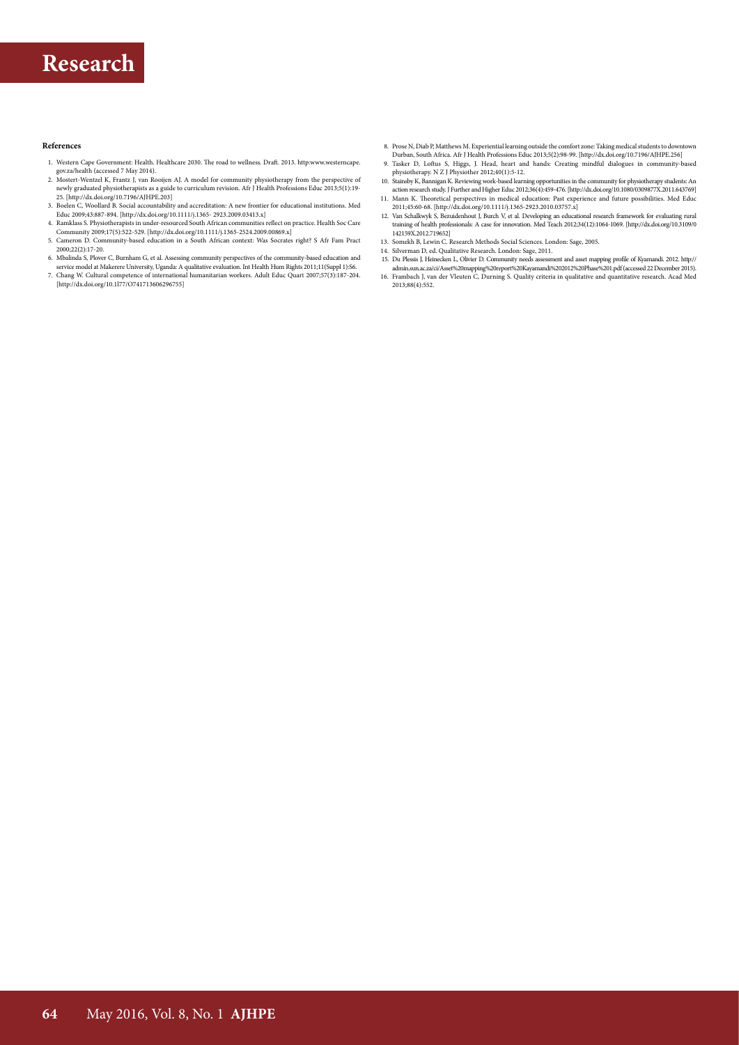**References**

1. Western Cape Government: Health. Healthcare 2030. The road to wellness. Draft. 2013. http:www.westerncape.gov.za/health (accessed 7 May 2014).
2. Mostert-Wentzel K, Frantz J, van Rooijen AJ. A model for community physiotherapy from the perspective of newly graduated physiotherapists as a guide to curriculum revision. Afr J Health Professions Educ 2013;5(1):19-25. [http://dx.doi.org/10.7196/AJHPE.203]
3. Boelen C, Woollard B. Social accountability and accreditation: A new frontier for educational institutions. Med Educ 2009;43:887-894. [http://dx.doi.org/10.1111/j.1365- 2923.2009.03413.x]
4. Ramklass S. Physiotherapists in under-resourced South African communities reflect on practice. Health Soc Care Community 2009;17(5):522-529. [http://dx.doi.org/10.1111/j.1365-2524.2009.00869.x]
5. Cameron D. Community-based education in a South African context: Was Socrates right? S Afr Fam Pract 2000;22(2):17-20.
6. Mbalinda S, Plover C, Burnham G, et al. Assessing community perspectives of the community-based education and service model at Makerere University, Uganda: A qualitative evaluation. Int Health Hum Rights 2011;11(Suppl 1):S6.
7. Chang W. Cultural competence of international humanitarian workers. Adult Educ Quart 2007;57(3):187-204. [http://dx.doi.org/10.1177/0741713606296755]
8. Prose N, Diab P, Matthews M. Experiential learning outside the comfort zone: Taking medical students to downtown Durban, South Africa. Afr J Health Professions Educ 2013;5(2):98-99. [http://dx.doi.org/10.7196/AJHPE.256]
9. Tasker D, Loftus S, Higgs, J. Head, heart and hands: Creating mindful dialogues in community-based physiotherapy. N Z J Physiother 2012;40(1):5-12.
10. Stainsby K, Bannigan K. Reviewing work-based learning opportunities in the community for physiotherapy students: An action research study. J Further and Higher Educ 2012;36(4):459-476. [http://dx.doi.org/10.1080/0309877X.2011.643769]
11. Mann K. Theoretical perspectives in medical education: Past experience and future possibilities. Med Educ 2011;45:60-68. [http://dx.doi.org/10.1111/j.1365-2923.2010.03757.x]
12. Van Schalkwyk S, Bezuidenhout J, Burch V, et al. Developing an educational research framework for evaluating rural training of health professionals: A case for innovation. Med Teach 2012;34(12):1064-1069. [http://dx.doi.org/10.3109/0142159X.2012.719652]
13. Somekh B, Lewin C. Research Methods Social Sciences. London: Sage, 2005.
14. Silverman D, ed. Qualitative Research. London: Sage, 2011.
15. Du Plessis J, Heinecken L, Olivier D. Community needs assessment and asset mapping profile of Kyamandi. 2012. http://admin.sun.ac.za/ci/Asset%20mapping%20report%20Kayamandi%202012%20Phase%201.pdf (accessed 22 December 2015).
16. Frambach J, van der Vleuten C, Durning S. Quality criteria in qualitative and quantitative research. Acad Med 2013;88(4):552.